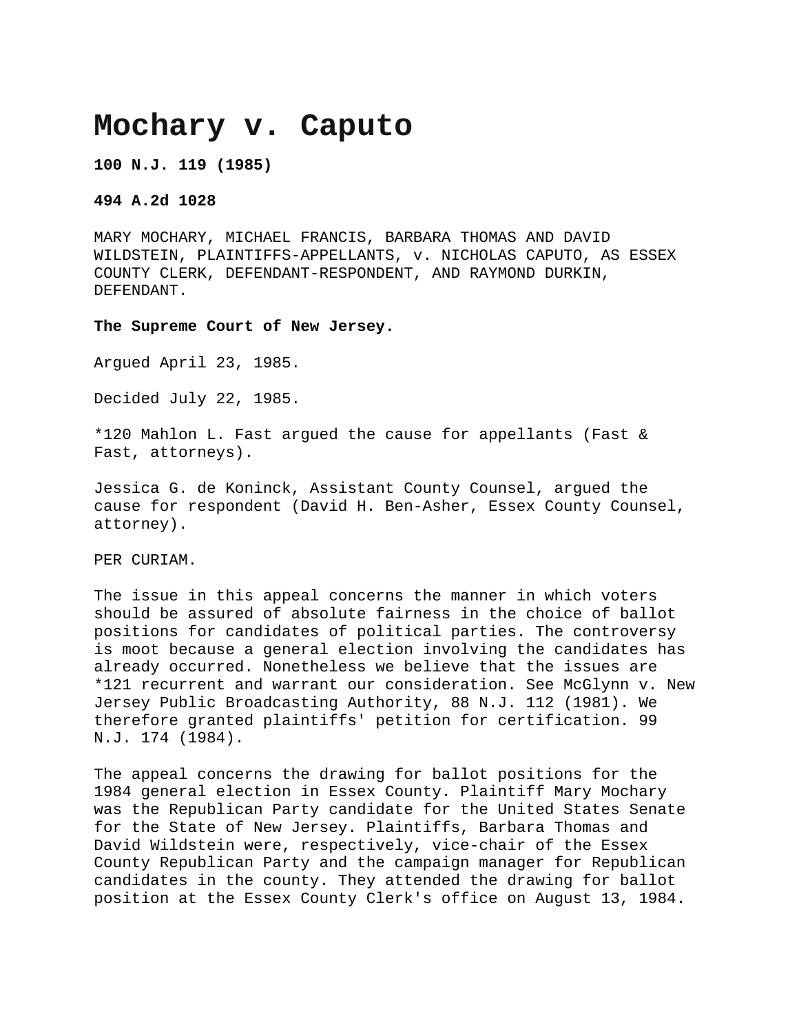# Mochary v. Caputo

**100 N.J. 119 (1985)**

**494 A.2d 1028**

MARY MOCHARY, MICHAEL FRANCIS, BARBARA THOMAS AND DAVID WILDSTEIN, PLAINTIFFS-APPELLANTS, v. NICHOLAS CAPUTO, AS ESSEX COUNTY CLERK, DEFENDANT-RESPONDENT, AND RAYMOND DURKIN, DEFENDANT.

**The Supreme Court of New Jersey.**

Argued April 23, 1985.

Decided July 22, 1985.

*120 Mahlon L. Fast argued the cause for appellants (Fast & Fast, attorneys).

Jessica G. de Koninck, Assistant County Counsel, argued the cause for respondent (David H. Ben-Asher, Essex County Counsel, attorney).

PER CURIAM.

The issue in this appeal concerns the manner in which voters should be assured of absolute fairness in the choice of ballot positions for candidates of political parties. The controversy is moot because a general election involving the candidates has already occurred. Nonetheless we believe that the issues are *121 recurrent and warrant our consideration. See McGlynn v. New Jersey Public Broadcasting Authority, 88 N.J. 112 (1981). We therefore granted plaintiffs' petition for certification. 99 N.J. 174 (1984).

The appeal concerns the drawing for ballot positions for the 1984 general election in Essex County. Plaintiff Mary Mochary was the Republican Party candidate for the United States Senate for the State of New Jersey. Plaintiffs, Barbara Thomas and David Wildstein were, respectively, vice-chair of the Essex County Republican Party and the campaign manager for Republican candidates in the county. They attended the drawing for ballot position at the Essex County Clerk's office on August 13, 1984.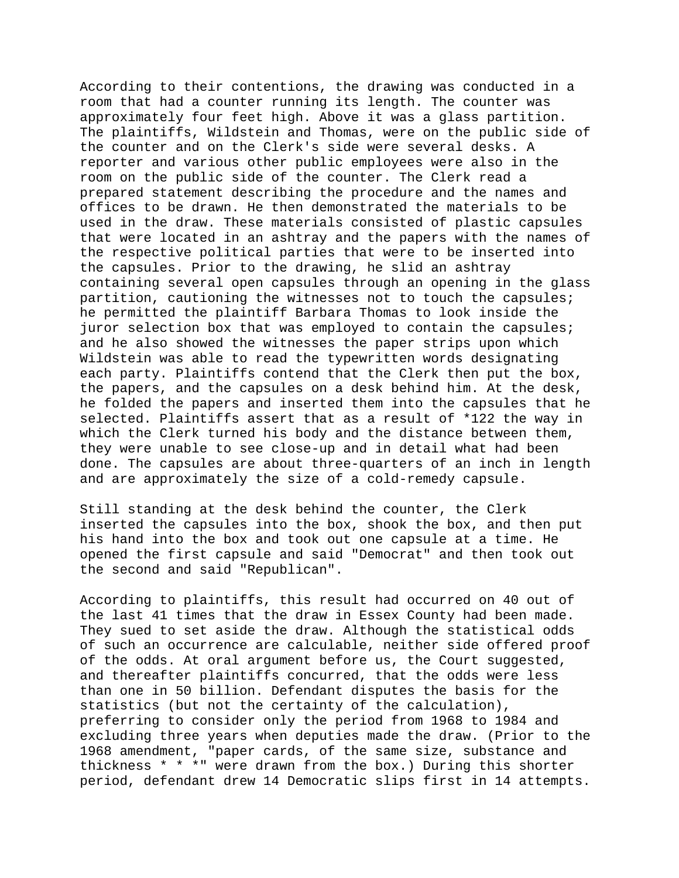According to their contentions, the drawing was conducted in a room that had a counter running its length. The counter was approximately four feet high. Above it was a glass partition. The plaintiffs, Wildstein and Thomas, were on the public side of the counter and on the Clerk's side were several desks. A reporter and various other public employees were also in the room on the public side of the counter. The Clerk read a prepared statement describing the procedure and the names and offices to be drawn. He then demonstrated the materials to be used in the draw. These materials consisted of plastic capsules that were located in an ashtray and the papers with the names of the respective political parties that were to be inserted into the capsules. Prior to the drawing, he slid an ashtray containing several open capsules through an opening in the glass partition, cautioning the witnesses not to touch the capsules; he permitted the plaintiff Barbara Thomas to look inside the juror selection box that was employed to contain the capsules; and he also showed the witnesses the paper strips upon which Wildstein was able to read the typewritten words designating each party. Plaintiffs contend that the Clerk then put the box, the papers, and the capsules on a desk behind him. At the desk, he folded the papers and inserted them into the capsules that he selected. Plaintiffs assert that as a result of *122 the way in which the Clerk turned his body and the distance between them, they were unable to see close-up and in detail what had been done. The capsules are about three-quarters of an inch in length and are approximately the size of a cold-remedy capsule.

Still standing at the desk behind the counter, the Clerk inserted the capsules into the box, shook the box, and then put his hand into the box and took out one capsule at a time. He opened the first capsule and said "Democrat" and then took out the second and said "Republican".

According to plaintiffs, this result had occurred on 40 out of the last 41 times that the draw in Essex County had been made. They sued to set aside the draw. Although the statistical odds of such an occurrence are calculable, neither side offered proof of the odds. At oral argument before us, the Court suggested, and thereafter plaintiffs concurred, that the odds were less than one in 50 billion. Defendant disputes the basis for the statistics (but not the certainty of the calculation), preferring to consider only the period from 1968 to 1984 and excluding three years when deputies made the draw. (Prior to the 1968 amendment, "paper cards, of the same size, substance and thickness * * *" were drawn from the box.) During this shorter period, defendant drew 14 Democratic slips first in 14 attempts.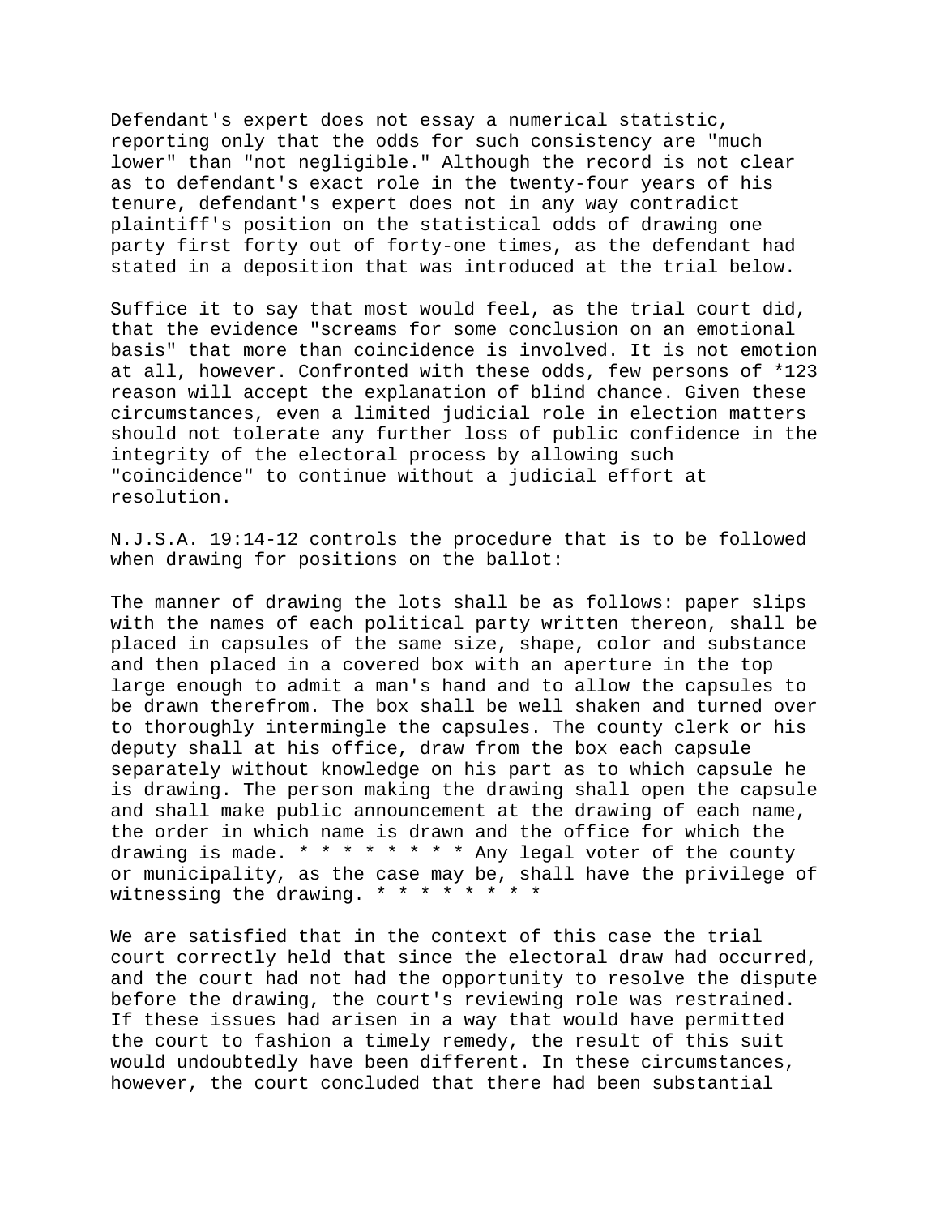Defendant's expert does not essay a numerical statistic, reporting only that the odds for such consistency are "much lower" than "not negligible." Although the record is not clear as to defendant's exact role in the twenty-four years of his tenure, defendant's expert does not in any way contradict plaintiff's position on the statistical odds of drawing one party first forty out of forty-one times, as the defendant had stated in a deposition that was introduced at the trial below.

Suffice it to say that most would feel, as the trial court did, that the evidence "screams for some conclusion on an emotional basis" that more than coincidence is involved. It is not emotion at all, however. Confronted with these odds, few persons of *123 reason will accept the explanation of blind chance. Given these circumstances, even a limited judicial role in election matters should not tolerate any further loss of public confidence in the integrity of the electoral process by allowing such "coincidence" to continue without a judicial effort at resolution.

N.J.S.A. 19:14-12 controls the procedure that is to be followed when drawing for positions on the ballot:

The manner of drawing the lots shall be as follows: paper slips with the names of each political party written thereon, shall be placed in capsules of the same size, shape, color and substance and then placed in a covered box with an aperture in the top large enough to admit a man's hand and to allow the capsules to be drawn therefrom. The box shall be well shaken and turned over to thoroughly intermingle the capsules. The county clerk or his deputy shall at his office, draw from the box each capsule separately without knowledge on his part as to which capsule he is drawing. The person making the drawing shall open the capsule and shall make public announcement at the drawing of each name, the order in which name is drawn and the office for which the drawing is made. * * * * * * * * Any legal voter of the county or municipality, as the case may be, shall have the privilege of witnessing the drawing. * * * * * * * *

We are satisfied that in the context of this case the trial court correctly held that since the electoral draw had occurred, and the court had not had the opportunity to resolve the dispute before the drawing, the court's reviewing role was restrained. If these issues had arisen in a way that would have permitted the court to fashion a timely remedy, the result of this suit would undoubtedly have been different. In these circumstances, however, the court concluded that there had been substantial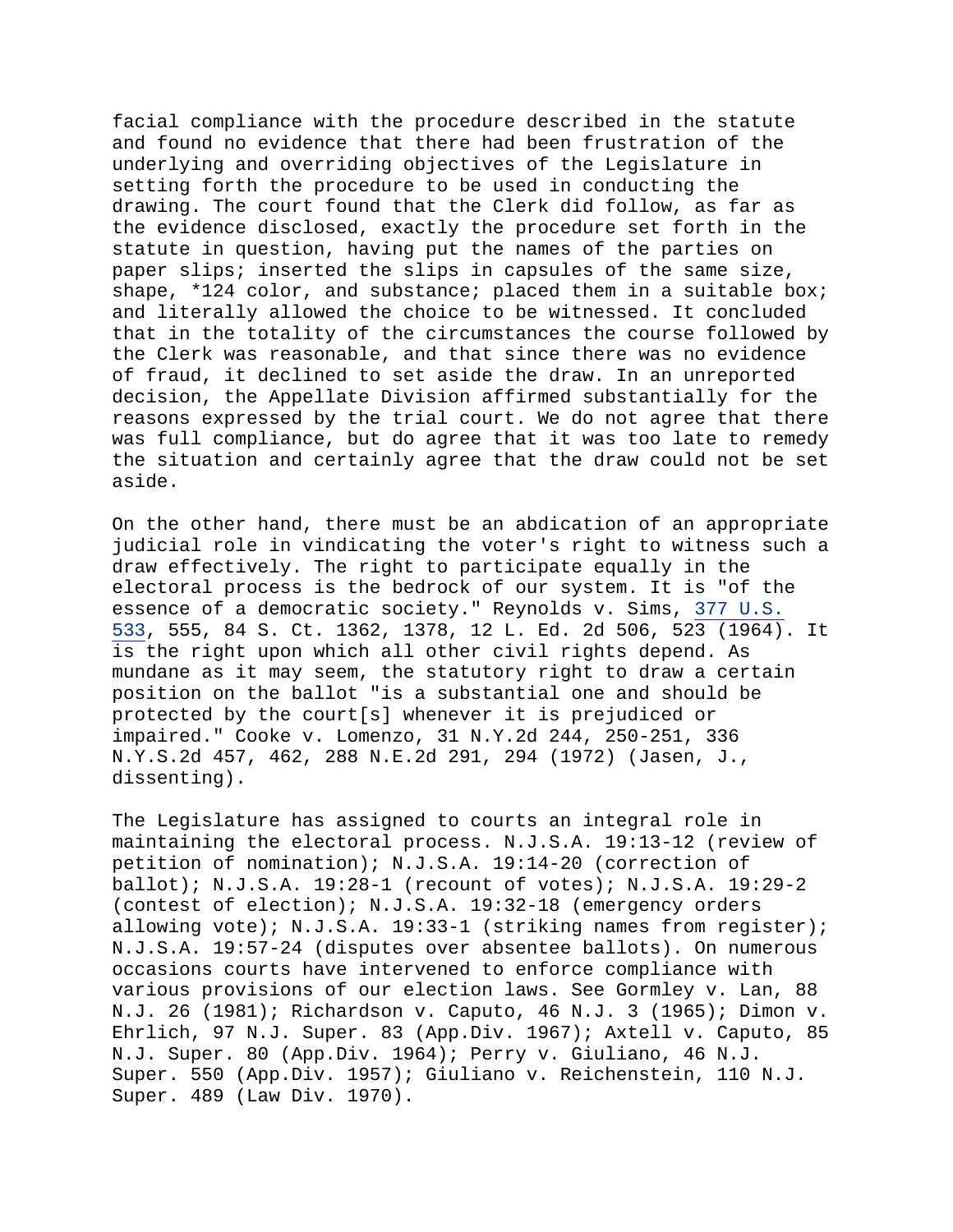facial compliance with the procedure described in the statute and found no evidence that there had been frustration of the underlying and overriding objectives of the Legislature in setting forth the procedure to be used in conducting the drawing. The court found that the Clerk did follow, as far as the evidence disclosed, exactly the procedure set forth in the statute in question, having put the names of the parties on paper slips; inserted the slips in capsules of the same size, shape, *124 color, and substance; placed them in a suitable box; and literally allowed the choice to be witnessed. It concluded that in the totality of the circumstances the course followed by the Clerk was reasonable, and that since there was no evidence of fraud, it declined to set aside the draw. In an unreported decision, the Appellate Division affirmed substantially for the reasons expressed by the trial court. We do not agree that there was full compliance, but do agree that it was too late to remedy the situation and certainly agree that the draw could not be set aside.

On the other hand, there must be an abdication of an appropriate judicial role in vindicating the voter's right to witness such a draw effectively. The right to participate equally in the electoral process is the bedrock of our system. It is "of the essence of a democratic society." Reynolds v. Sims, 377 U.S. 533, 555, 84 S. Ct. 1362, 1378, 12 L. Ed. 2d 506, 523 (1964). It is the right upon which all other civil rights depend. As mundane as it may seem, the statutory right to draw a certain position on the ballot "is a substantial one and should be protected by the court[s] whenever it is prejudiced or impaired." Cooke v. Lomenzo, 31 N.Y.2d 244, 250-251, 336 N.Y.S.2d 457, 462, 288 N.E.2d 291, 294 (1972) (Jasen, J., dissenting).

The Legislature has assigned to courts an integral role in maintaining the electoral process. N.J.S.A. 19:13-12 (review of petition of nomination); N.J.S.A. 19:14-20 (correction of ballot); N.J.S.A. 19:28-1 (recount of votes); N.J.S.A. 19:29-2 (contest of election); N.J.S.A. 19:32-18 (emergency orders allowing vote); N.J.S.A. 19:33-1 (striking names from register); N.J.S.A. 19:57-24 (disputes over absentee ballots). On numerous occasions courts have intervened to enforce compliance with various provisions of our election laws. See Gormley v. Lan, 88 N.J. 26 (1981); Richardson v. Caputo, 46 N.J. 3 (1965); Dimon v. Ehrlich, 97 N.J. Super. 83 (App.Div. 1967); Axtell v. Caputo, 85 N.J. Super. 80 (App.Div. 1964); Perry v. Giuliano, 46 N.J. Super. 550 (App.Div. 1957); Giuliano v. Reichenstein, 110 N.J. Super. 489 (Law Div. 1970).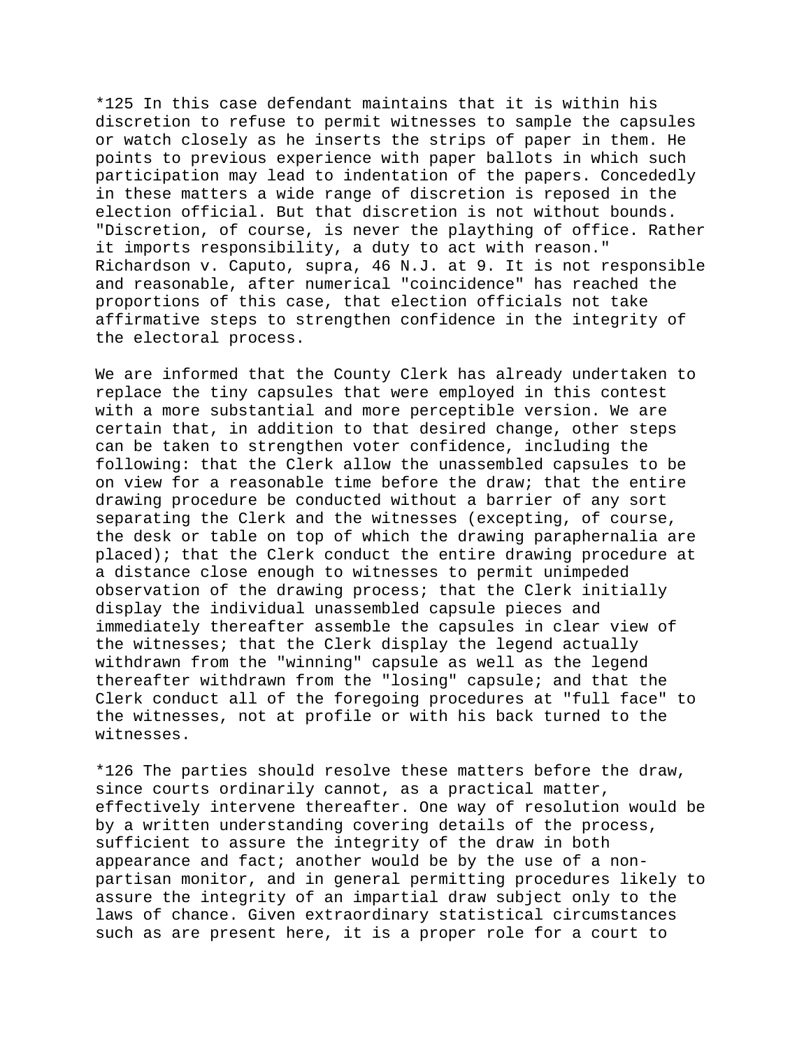*125 In this case defendant maintains that it is within his discretion to refuse to permit witnesses to sample the capsules or watch closely as he inserts the strips of paper in them. He points to previous experience with paper ballots in which such participation may lead to indentation of the papers. Concededly in these matters a wide range of discretion is reposed in the election official. But that discretion is not without bounds. "Discretion, of course, is never the plaything of office. Rather it imports responsibility, a duty to act with reason." Richardson v. Caputo, supra, 46 N.J. at 9. It is not responsible and reasonable, after numerical "coincidence" has reached the proportions of this case, that election officials not take affirmative steps to strengthen confidence in the integrity of the electoral process.

We are informed that the County Clerk has already undertaken to replace the tiny capsules that were employed in this contest with a more substantial and more perceptible version. We are certain that, in addition to that desired change, other steps can be taken to strengthen voter confidence, including the following: that the Clerk allow the unassembled capsules to be on view for a reasonable time before the draw; that the entire drawing procedure be conducted without a barrier of any sort separating the Clerk and the witnesses (excepting, of course, the desk or table on top of which the drawing paraphernalia are placed); that the Clerk conduct the entire drawing procedure at a distance close enough to witnesses to permit unimpeded observation of the drawing process; that the Clerk initially display the individual unassembled capsule pieces and immediately thereafter assemble the capsules in clear view of the witnesses; that the Clerk display the legend actually withdrawn from the "winning" capsule as well as the legend thereafter withdrawn from the "losing" capsule; and that the Clerk conduct all of the foregoing procedures at "full face" to the witnesses, not at profile or with his back turned to the witnesses.

*126 The parties should resolve these matters before the draw, since courts ordinarily cannot, as a practical matter, effectively intervene thereafter. One way of resolution would be by a written understanding covering details of the process, sufficient to assure the integrity of the draw in both appearance and fact; another would be by the use of a non-partisan monitor, and in general permitting procedures likely to assure the integrity of an impartial draw subject only to the laws of chance. Given extraordinary statistical circumstances such as are present here, it is a proper role for a court to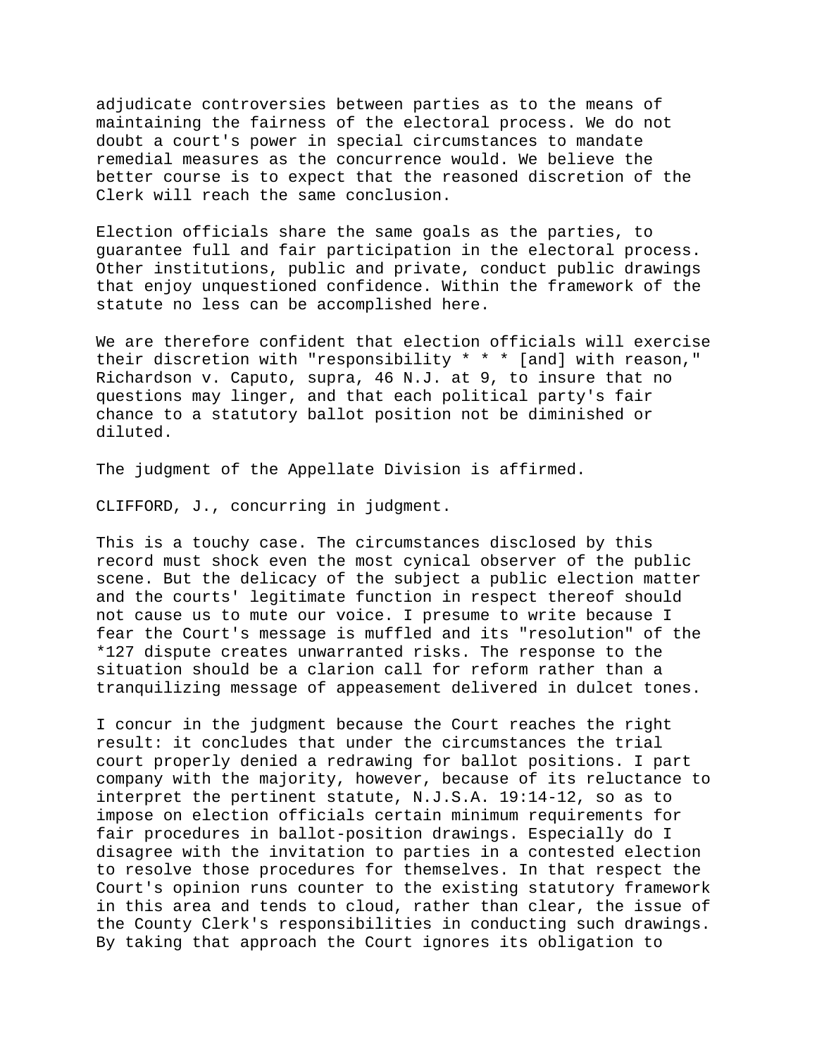adjudicate controversies between parties as to the means of maintaining the fairness of the electoral process. We do not doubt a court's power in special circumstances to mandate remedial measures as the concurrence would. We believe the better course is to expect that the reasoned discretion of the Clerk will reach the same conclusion.

Election officials share the same goals as the parties, to guarantee full and fair participation in the electoral process. Other institutions, public and private, conduct public drawings that enjoy unquestioned confidence. Within the framework of the statute no less can be accomplished here.

We are therefore confident that election officials will exercise their discretion with "responsibility * * * [and] with reason," Richardson v. Caputo, supra, 46 N.J. at 9, to insure that no questions may linger, and that each political party's fair chance to a statutory ballot position not be diminished or diluted.

The judgment of the Appellate Division is affirmed.

CLIFFORD, J., concurring in judgment.

This is a touchy case. The circumstances disclosed by this record must shock even the most cynical observer of the public scene. But the delicacy of the subject a public election matter and the courts' legitimate function in respect thereof should not cause us to mute our voice. I presume to write because I fear the Court's message is muffled and its "resolution" of the *127 dispute creates unwarranted risks. The response to the situation should be a clarion call for reform rather than a tranquilizing message of appeasement delivered in dulcet tones.

I concur in the judgment because the Court reaches the right result: it concludes that under the circumstances the trial court properly denied a redrawing for ballot positions. I part company with the majority, however, because of its reluctance to interpret the pertinent statute, N.J.S.A. 19:14-12, so as to impose on election officials certain minimum requirements for fair procedures in ballot-position drawings. Especially do I disagree with the invitation to parties in a contested election to resolve those procedures for themselves. In that respect the Court's opinion runs counter to the existing statutory framework in this area and tends to cloud, rather than clear, the issue of the County Clerk's responsibilities in conducting such drawings. By taking that approach the Court ignores its obligation to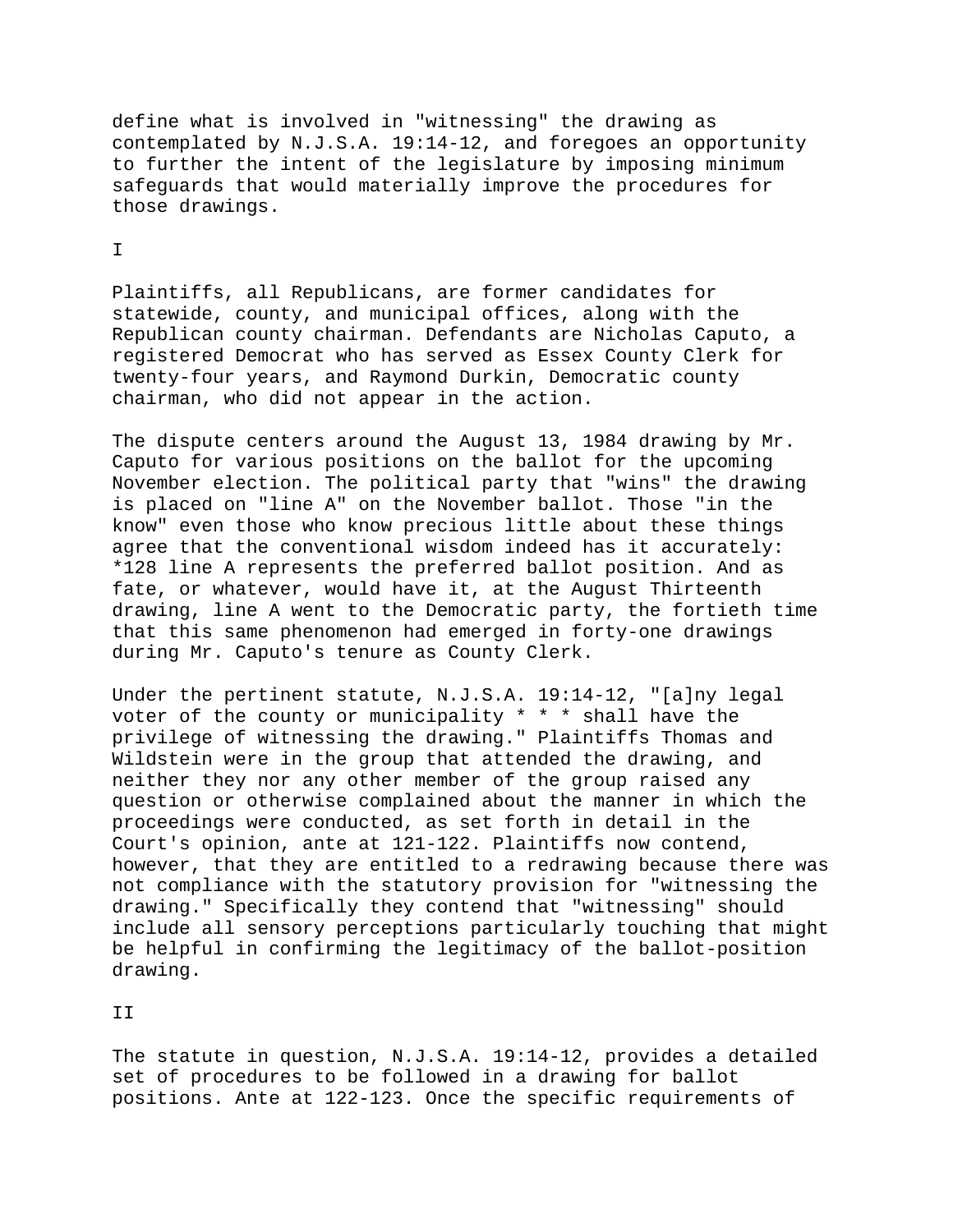define what is involved in "witnessing" the drawing as contemplated by N.J.S.A. 19:14-12, and foregoes an opportunity to further the intent of the legislature by imposing minimum safeguards that would materially improve the procedures for those drawings.

I

Plaintiffs, all Republicans, are former candidates for statewide, county, and municipal offices, along with the Republican county chairman. Defendants are Nicholas Caputo, a registered Democrat who has served as Essex County Clerk for twenty-four years, and Raymond Durkin, Democratic county chairman, who did not appear in the action.

The dispute centers around the August 13, 1984 drawing by Mr. Caputo for various positions on the ballot for the upcoming November election. The political party that "wins" the drawing is placed on "line A" on the November ballot. Those "in the know" even those who know precious little about these things agree that the conventional wisdom indeed has it accurately: *128 line A represents the preferred ballot position. And as fate, or whatever, would have it, at the August Thirteenth drawing, line A went to the Democratic party, the fortieth time that this same phenomenon had emerged in forty-one drawings during Mr. Caputo's tenure as County Clerk.

Under the pertinent statute, N.J.S.A. 19:14-12, "[a]ny legal voter of the county or municipality * * * shall have the privilege of witnessing the drawing." Plaintiffs Thomas and Wildstein were in the group that attended the drawing, and neither they nor any other member of the group raised any question or otherwise complained about the manner in which the proceedings were conducted, as set forth in detail in the Court's opinion, ante at 121-122. Plaintiffs now contend, however, that they are entitled to a redrawing because there was not compliance with the statutory provision for "witnessing the drawing." Specifically they contend that "witnessing" should include all sensory perceptions particularly touching that might be helpful in confirming the legitimacy of the ballot-position drawing.

II

The statute in question, N.J.S.A. 19:14-12, provides a detailed set of procedures to be followed in a drawing for ballot positions. Ante at 122-123. Once the specific requirements of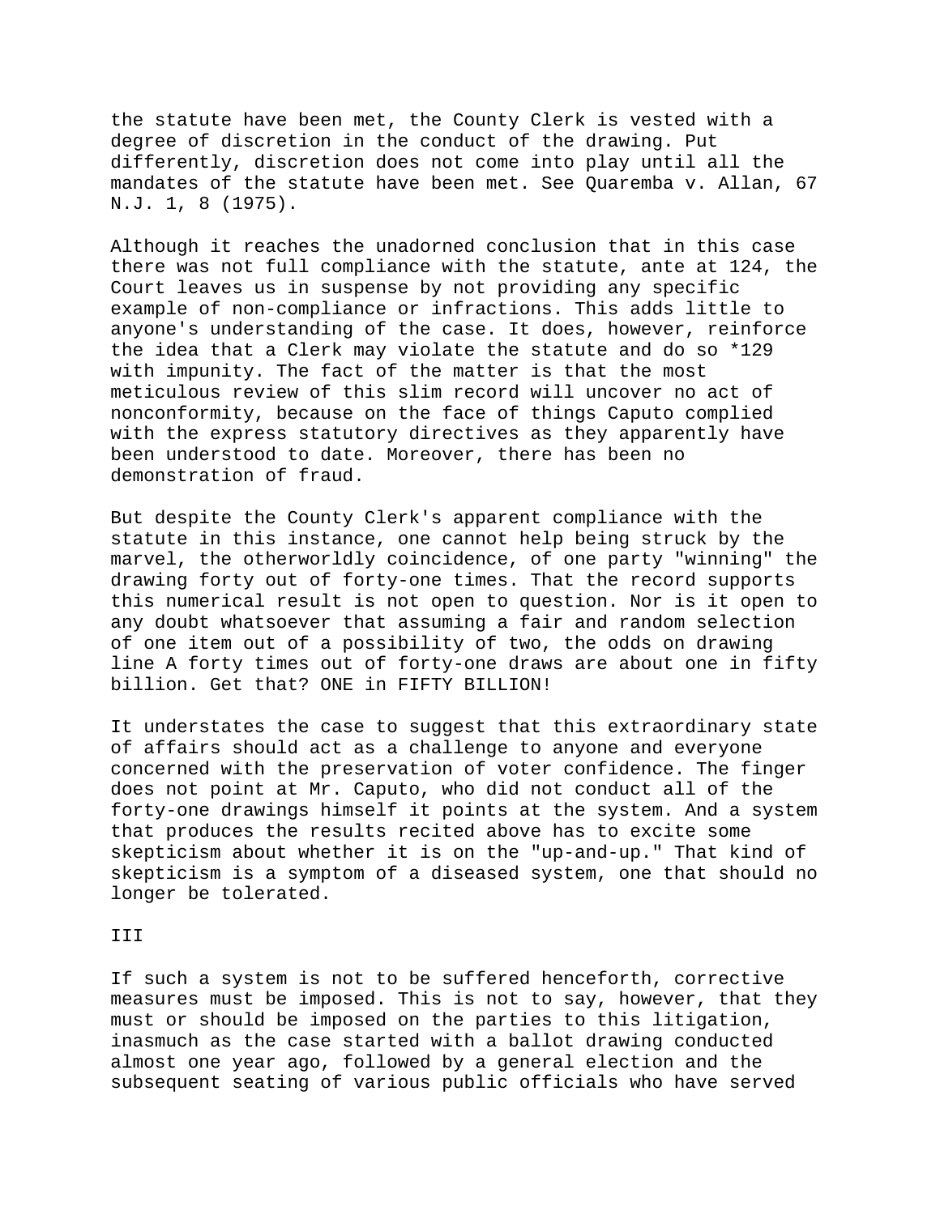the statute have been met, the County Clerk is vested with a degree of discretion in the conduct of the drawing. Put differently, discretion does not come into play until all the mandates of the statute have been met. See Quaremba v. Allan, 67 N.J. 1, 8 (1975).

Although it reaches the unadorned conclusion that in this case there was not full compliance with the statute, ante at 124, the Court leaves us in suspense by not providing any specific example of non-compliance or infractions. This adds little to anyone's understanding of the case. It does, however, reinforce the idea that a Clerk may violate the statute and do so *129 with impunity. The fact of the matter is that the most meticulous review of this slim record will uncover no act of nonconformity, because on the face of things Caputo complied with the express statutory directives as they apparently have been understood to date. Moreover, there has been no demonstration of fraud.

But despite the County Clerk's apparent compliance with the statute in this instance, one cannot help being struck by the marvel, the otherworldly coincidence, of one party "winning" the drawing forty out of forty-one times. That the record supports this numerical result is not open to question. Nor is it open to any doubt whatsoever that assuming a fair and random selection of one item out of a possibility of two, the odds on drawing line A forty times out of forty-one draws are about one in fifty billion. Get that? ONE in FIFTY BILLION!

It understates the case to suggest that this extraordinary state of affairs should act as a challenge to anyone and everyone concerned with the preservation of voter confidence. The finger does not point at Mr. Caputo, who did not conduct all of the forty-one drawings himself it points at the system. And a system that produces the results recited above has to excite some skepticism about whether it is on the "up-and-up." That kind of skepticism is a symptom of a diseased system, one that should no longer be tolerated.

III

If such a system is not to be suffered henceforth, corrective measures must be imposed. This is not to say, however, that they must or should be imposed on the parties to this litigation, inasmuch as the case started with a ballot drawing conducted almost one year ago, followed by a general election and the subsequent seating of various public officials who have served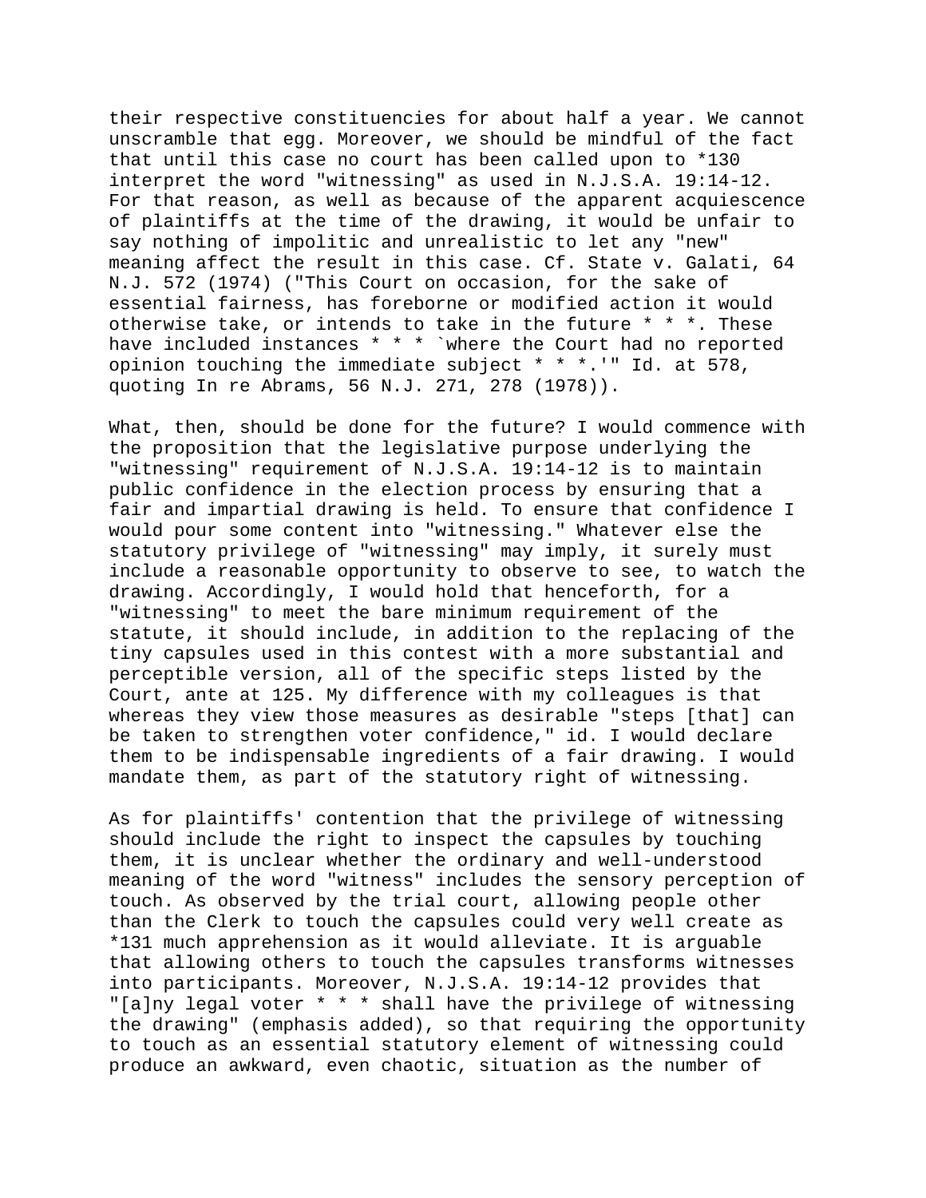their respective constituencies for about half a year. We cannot unscramble that egg. Moreover, we should be mindful of the fact that until this case no court has been called upon to *130 interpret the word "witnessing" as used in N.J.S.A. 19:14-12. For that reason, as well as because of the apparent acquiescence of plaintiffs at the time of the drawing, it would be unfair to say nothing of impolitic and unrealistic to let any "new" meaning affect the result in this case. Cf. State v. Galati, 64 N.J. 572 (1974) ("This Court on occasion, for the sake of essential fairness, has foreborne or modified action it would otherwise take, or intends to take in the future * * *. These have included instances * * * `where the Court had no reported opinion touching the immediate subject * * *.'" Id. at 578, quoting In re Abrams, 56 N.J. 271, 278 (1978)).

What, then, should be done for the future? I would commence with the proposition that the legislative purpose underlying the "witnessing" requirement of N.J.S.A. 19:14-12 is to maintain public confidence in the election process by ensuring that a fair and impartial drawing is held. To ensure that confidence I would pour some content into "witnessing." Whatever else the statutory privilege of "witnessing" may imply, it surely must include a reasonable opportunity to observe to see, to watch the drawing. Accordingly, I would hold that henceforth, for a "witnessing" to meet the bare minimum requirement of the statute, it should include, in addition to the replacing of the tiny capsules used in this contest with a more substantial and perceptible version, all of the specific steps listed by the Court, ante at 125. My difference with my colleagues is that whereas they view those measures as desirable "steps [that] can be taken to strengthen voter confidence," id. I would declare them to be indispensable ingredients of a fair drawing. I would mandate them, as part of the statutory right of witnessing.

As for plaintiffs' contention that the privilege of witnessing should include the right to inspect the capsules by touching them, it is unclear whether the ordinary and well-understood meaning of the word "witness" includes the sensory perception of touch. As observed by the trial court, allowing people other than the Clerk to touch the capsules could very well create as *131 much apprehension as it would alleviate. It is arguable that allowing others to touch the capsules transforms witnesses into participants. Moreover, N.J.S.A. 19:14-12 provides that "[a]ny legal voter * * * shall have the privilege of witnessing the drawing" (emphasis added), so that requiring the opportunity to touch as an essential statutory element of witnessing could produce an awkward, even chaotic, situation as the number of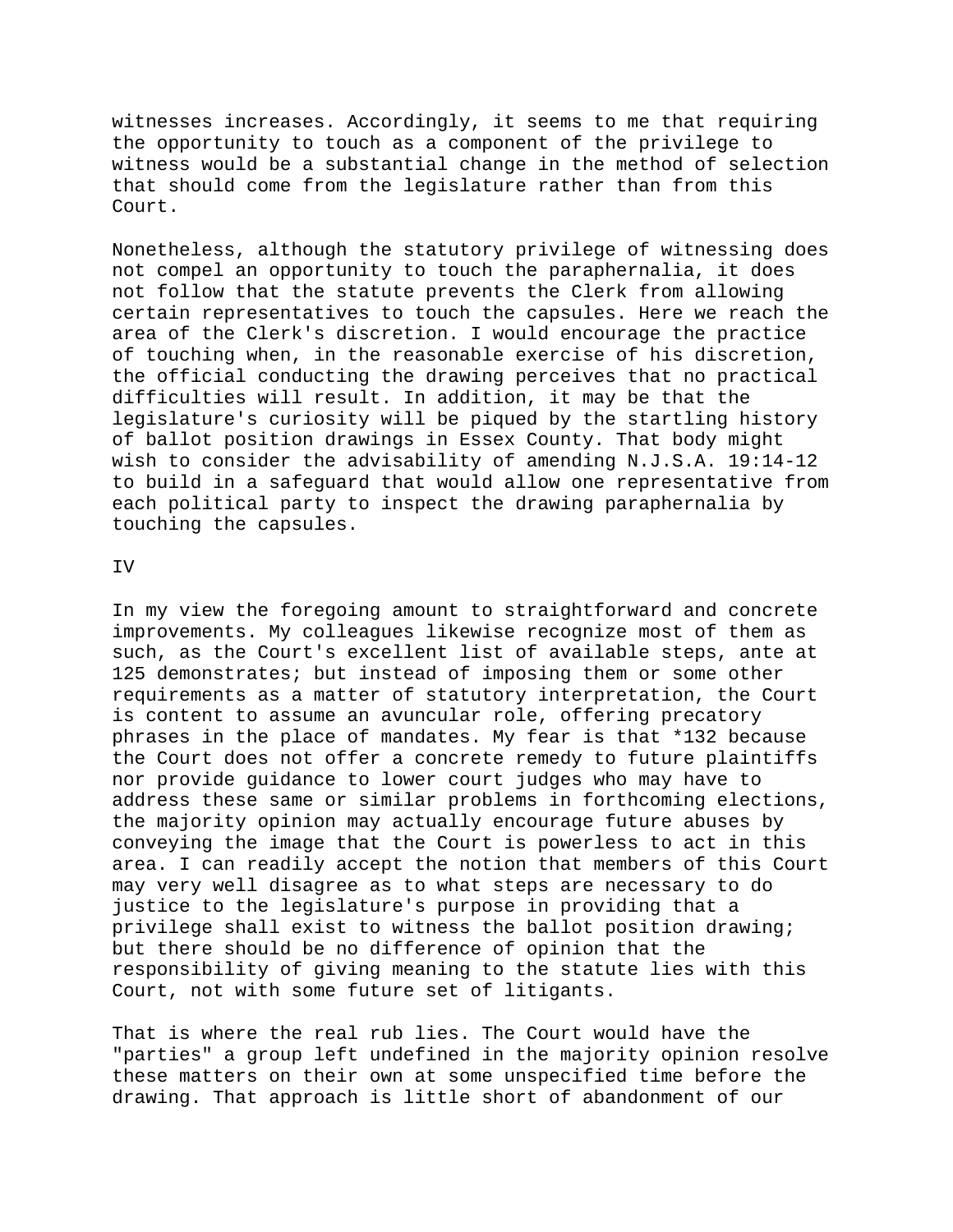witnesses increases. Accordingly, it seems to me that requiring the opportunity to touch as a component of the privilege to witness would be a substantial change in the method of selection that should come from the legislature rather than from this Court.

Nonetheless, although the statutory privilege of witnessing does not compel an opportunity to touch the paraphernalia, it does not follow that the statute prevents the Clerk from allowing certain representatives to touch the capsules. Here we reach the area of the Clerk's discretion. I would encourage the practice of touching when, in the reasonable exercise of his discretion, the official conducting the drawing perceives that no practical difficulties will result. In addition, it may be that the legislature's curiosity will be piqued by the startling history of ballot position drawings in Essex County. That body might wish to consider the advisability of amending N.J.S.A. 19:14-12 to build in a safeguard that would allow one representative from each political party to inspect the drawing paraphernalia by touching the capsules.

IV

In my view the foregoing amount to straightforward and concrete improvements. My colleagues likewise recognize most of them as such, as the Court's excellent list of available steps, ante at 125 demonstrates; but instead of imposing them or some other requirements as a matter of statutory interpretation, the Court is content to assume an avuncular role, offering precatory phrases in the place of mandates. My fear is that *132 because the Court does not offer a concrete remedy to future plaintiffs nor provide guidance to lower court judges who may have to address these same or similar problems in forthcoming elections, the majority opinion may actually encourage future abuses by conveying the image that the Court is powerless to act in this area. I can readily accept the notion that members of this Court may very well disagree as to what steps are necessary to do justice to the legislature's purpose in providing that a privilege shall exist to witness the ballot position drawing; but there should be no difference of opinion that the responsibility of giving meaning to the statute lies with this Court, not with some future set of litigants.

That is where the real rub lies. The Court would have the "parties" a group left undefined in the majority opinion resolve these matters on their own at some unspecified time before the drawing. That approach is little short of abandonment of our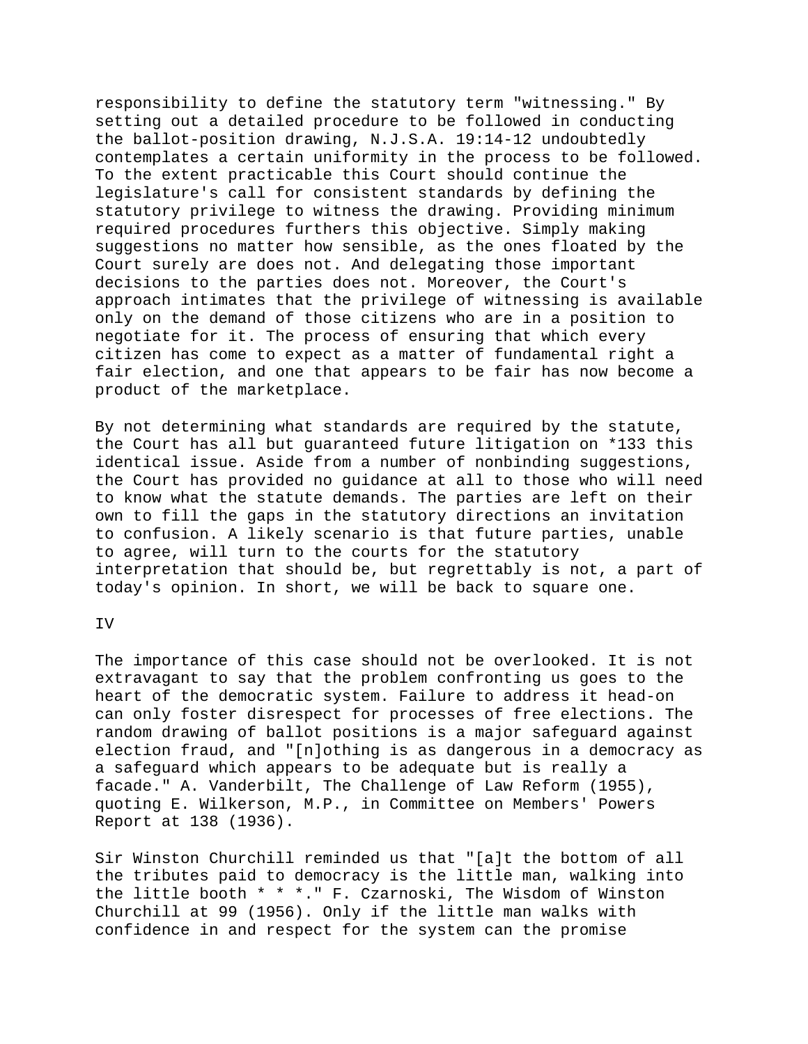responsibility to define the statutory term "witnessing." By setting out a detailed procedure to be followed in conducting the ballot-position drawing, N.J.S.A. 19:14-12 undoubtedly contemplates a certain uniformity in the process to be followed. To the extent practicable this Court should continue the legislature's call for consistent standards by defining the statutory privilege to witness the drawing. Providing minimum required procedures furthers this objective. Simply making suggestions no matter how sensible, as the ones floated by the Court surely are does not. And delegating those important decisions to the parties does not. Moreover, the Court's approach intimates that the privilege of witnessing is available only on the demand of those citizens who are in a position to negotiate for it. The process of ensuring that which every citizen has come to expect as a matter of fundamental right a fair election, and one that appears to be fair has now become a product of the marketplace.

By not determining what standards are required by the statute, the Court has all but guaranteed future litigation on *133 this identical issue. Aside from a number of nonbinding suggestions, the Court has provided no guidance at all to those who will need to know what the statute demands. The parties are left on their own to fill the gaps in the statutory directions an invitation to confusion. A likely scenario is that future parties, unable to agree, will turn to the courts for the statutory interpretation that should be, but regrettably is not, a part of today's opinion. In short, we will be back to square one.

IV

The importance of this case should not be overlooked. It is not extravagant to say that the problem confronting us goes to the heart of the democratic system. Failure to address it head-on can only foster disrespect for processes of free elections. The random drawing of ballot positions is a major safeguard against election fraud, and "[n]othing is as dangerous in a democracy as a safeguard which appears to be adequate but is really a facade." A. Vanderbilt, The Challenge of Law Reform (1955), quoting E. Wilkerson, M.P., in Committee on Members' Powers Report at 138 (1936).

Sir Winston Churchill reminded us that "[a]t the bottom of all the tributes paid to democracy is the little man, walking into the little booth * * *." F. Czarnoski, The Wisdom of Winston Churchill at 99 (1956). Only if the little man walks with confidence in and respect for the system can the promise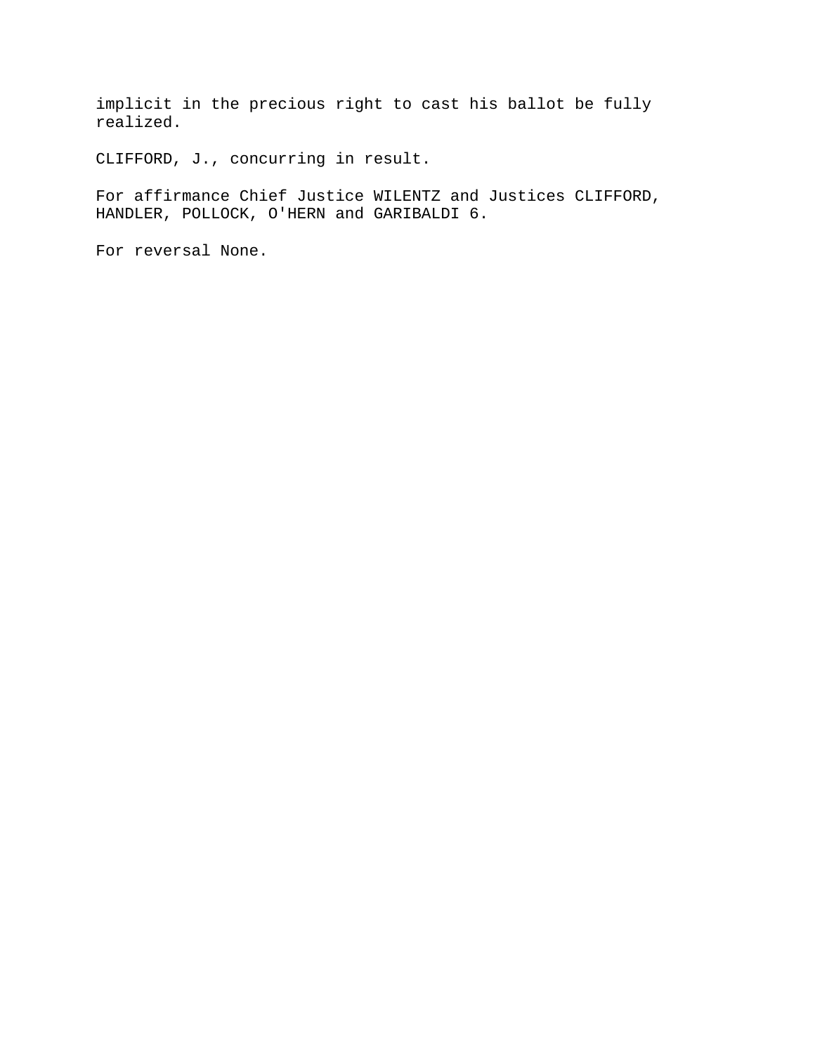implicit in the precious right to cast his ballot be fully realized.

CLIFFORD, J., concurring in result.

For affirmance Chief Justice WILENTZ and Justices CLIFFORD, HANDLER, POLLOCK, O'HERN and GARIBALDI 6.

For reversal None.